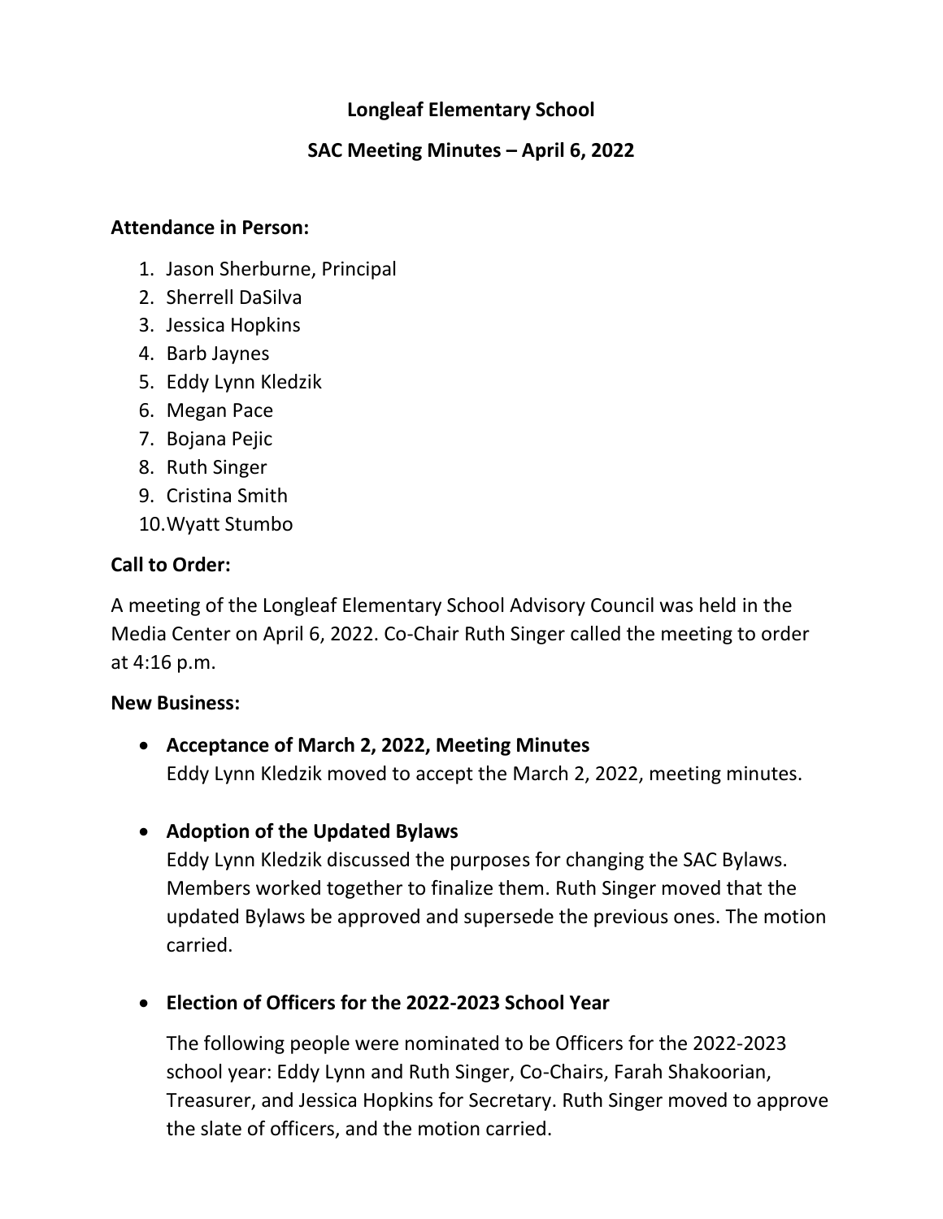# Longleaf Elementary School

## SAC Meeting Minutes – April 6, 2022

**Attendance in Person:**

1. Jason Sherburne, Principal
2. Sherrell DaSilva
3. Jessica Hopkins
4. Barb Jaynes
5. Eddy Lynn Kledzik
6. Megan Pace
7. Bojana Pejic
8. Ruth Singer
9. Cristina Smith
10. Wyatt Stumbo

**Call to Order:**

A meeting of the Longleaf Elementary School Advisory Council was held in the Media Center on April 6, 2022. Co-Chair Ruth Singer called the meeting to order at 4:16 p.m.

**New Business:**

- **Acceptance of March 2, 2022, Meeting Minutes**
  Eddy Lynn Kledzik moved to accept the March 2, 2022, meeting minutes.

- **Adoption of the Updated Bylaws**
  Eddy Lynn Kledzik discussed the purposes for changing the SAC Bylaws. Members worked together to finalize them. Ruth Singer moved that the updated Bylaws be approved and supersede the previous ones. The motion carried.

- **Election of Officers for the 2022-2023 School Year**

  The following people were nominated to be Officers for the 2022-2023 school year: Eddy Lynn and Ruth Singer, Co-Chairs, Farah Shakoorian, Treasurer, and Jessica Hopkins for Secretary. Ruth Singer moved to approve the slate of officers, and the motion carried.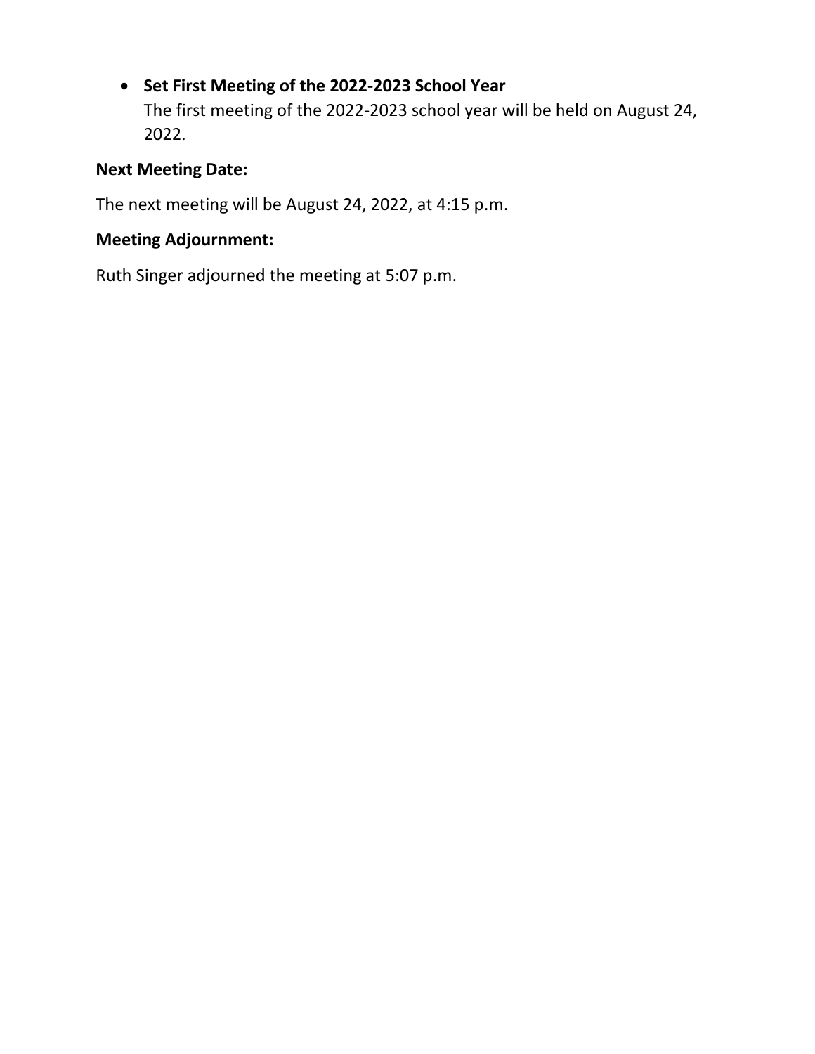- **Set First Meeting of the 2022-2023 School Year**
  The first meeting of the 2022-2023 school year will be held on August 24, 2022.

**Next Meeting Date:**

The next meeting will be August 24, 2022, at 4:15 p.m.

**Meeting Adjournment:**

Ruth Singer adjourned the meeting at 5:07 p.m.